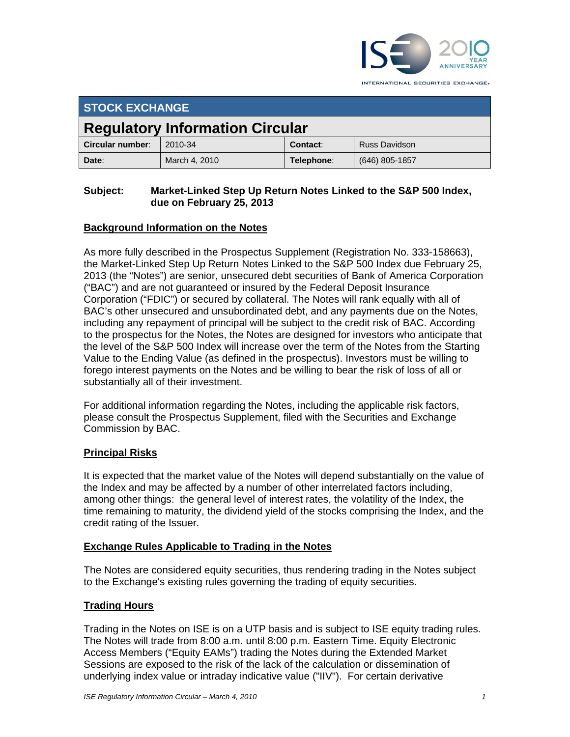## STOCK EXCHANGE

# Regulatory Information Circular

| Circular number: | 2010-34 | Contact: | Russ Davidson |
|---|---|---|---|
| Date: | March 4, 2010 | Telephone: | (646) 805-1857 |

**Subject: Market-Linked Step Up Return Notes Linked to the S&P 500 Index, due on February 25, 2013**

## Background Information on the Notes

As more fully described in the Prospectus Supplement (Registration No. 333-158663), the Market-Linked Step Up Return Notes Linked to the S&P 500 Index due February 25, 2013 (the "Notes") are senior, unsecured debt securities of Bank of America Corporation ("BAC") and are not guaranteed or insured by the Federal Deposit Insurance Corporation ("FDIC") or secured by collateral. The Notes will rank equally with all of BAC's other unsecured and unsubordinated debt, and any payments due on the Notes, including any repayment of principal will be subject to the credit risk of BAC. According to the prospectus for the Notes, the Notes are designed for investors who anticipate that the level of the S&P 500 Index will increase over the term of the Notes from the Starting Value to the Ending Value (as defined in the prospectus). Investors must be willing to forego interest payments on the Notes and be willing to bear the risk of loss of all or substantially all of their investment.

For additional information regarding the Notes, including the applicable risk factors, please consult the Prospectus Supplement, filed with the Securities and Exchange Commission by BAC.

## Principal Risks

It is expected that the market value of the Notes will depend substantially on the value of the Index and may be affected by a number of other interrelated factors including, among other things: the general level of interest rates, the volatility of the Index, the time remaining to maturity, the dividend yield of the stocks comprising the Index, and the credit rating of the Issuer.

## Exchange Rules Applicable to Trading in the Notes

The Notes are considered equity securities, thus rendering trading in the Notes subject to the Exchange's existing rules governing the trading of equity securities.

## Trading Hours

Trading in the Notes on ISE is on a UTP basis and is subject to ISE equity trading rules. The Notes will trade from 8:00 a.m. until 8:00 p.m. Eastern Time. Equity Electronic Access Members ("Equity EAMs") trading the Notes during the Extended Market Sessions are exposed to the risk of the lack of the calculation or dissemination of underlying index value or intraday indicative value ("IIV"). For certain derivative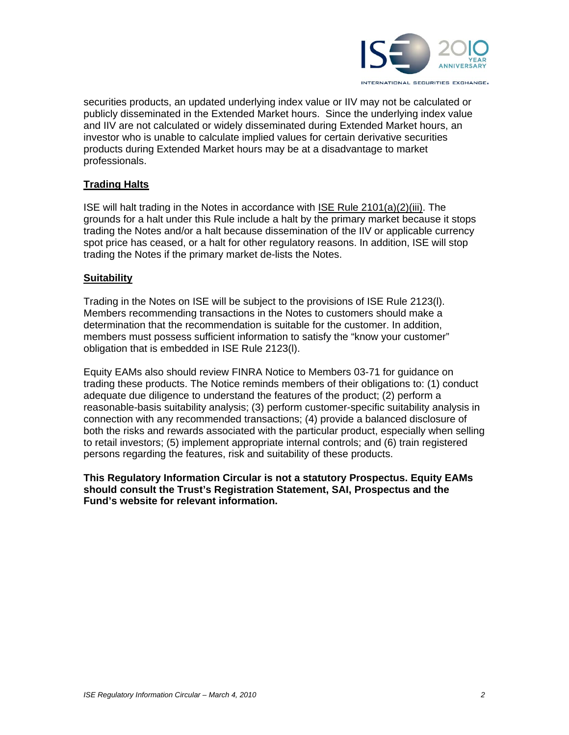securities products, an updated underlying index value or IIV may not be calculated or publicly disseminated in the Extended Market hours. Since the underlying index value and IIV are not calculated or widely disseminated during Extended Market hours, an investor who is unable to calculate implied values for certain derivative securities products during Extended Market hours may be at a disadvantage to market professionals.

## Trading Halts

ISE will halt trading in the Notes in accordance with ISE Rule 2101(a)(2)(iii). The grounds for a halt under this Rule include a halt by the primary market because it stops trading the Notes and/or a halt because dissemination of the IIV or applicable currency spot price has ceased, or a halt for other regulatory reasons. In addition, ISE will stop trading the Notes if the primary market de-lists the Notes.

## Suitability

Trading in the Notes on ISE will be subject to the provisions of ISE Rule 2123(l). Members recommending transactions in the Notes to customers should make a determination that the recommendation is suitable for the customer. In addition, members must possess sufficient information to satisfy the "know your customer" obligation that is embedded in ISE Rule 2123(l).

Equity EAMs also should review FINRA Notice to Members 03-71 for guidance on trading these products. The Notice reminds members of their obligations to: (1) conduct adequate due diligence to understand the features of the product; (2) perform a reasonable-basis suitability analysis; (3) perform customer-specific suitability analysis in connection with any recommended transactions; (4) provide a balanced disclosure of both the risks and rewards associated with the particular product, especially when selling to retail investors; (5) implement appropriate internal controls; and (6) train registered persons regarding the features, risk and suitability of these products.

**This Regulatory Information Circular is not a statutory Prospectus. Equity EAMs should consult the Trust's Registration Statement, SAI, Prospectus and the Fund's website for relevant information.**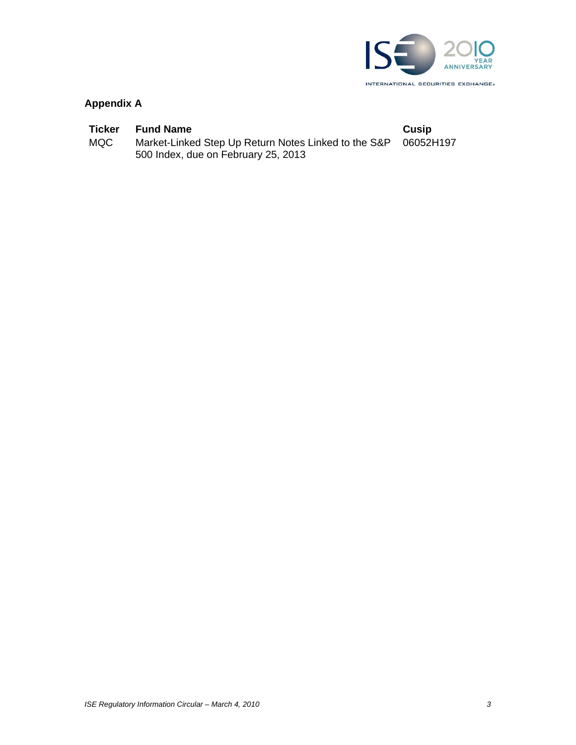## Appendix A

| Ticker | Fund Name | Cusip |
|---|---|---|
| MQC | Market-Linked Step Up Return Notes Linked to the S&P 500 Index, due on February 25, 2013 | 06052H197 |